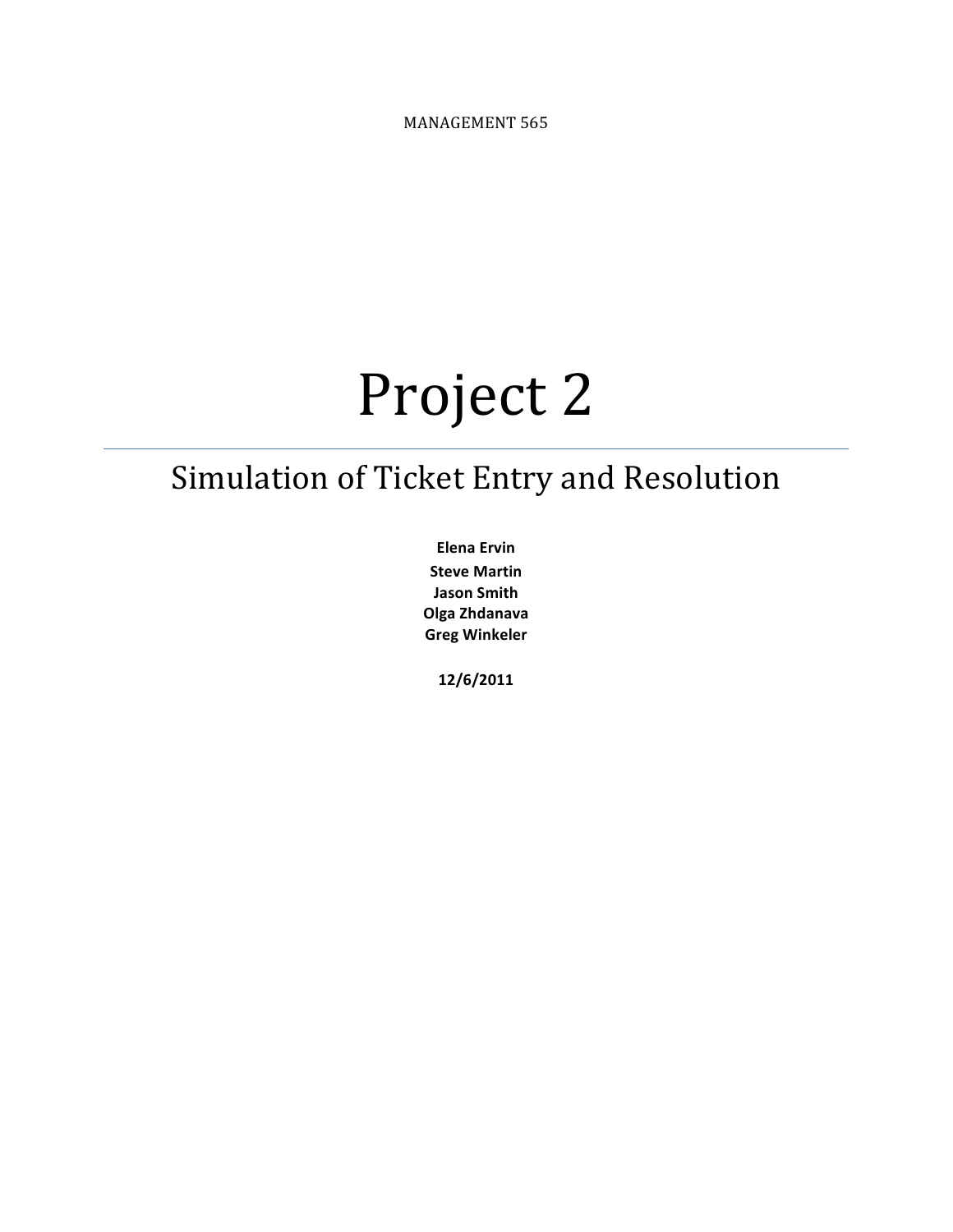MANAGEMENT 565

# Project 2

## Simulation of Ticket Entry and Resolution

**Elena Ervin**
**Steve Martin**
**Jason Smith**
**Olga Zhdanava**
**Greg Winkeler**

**12/6/2011**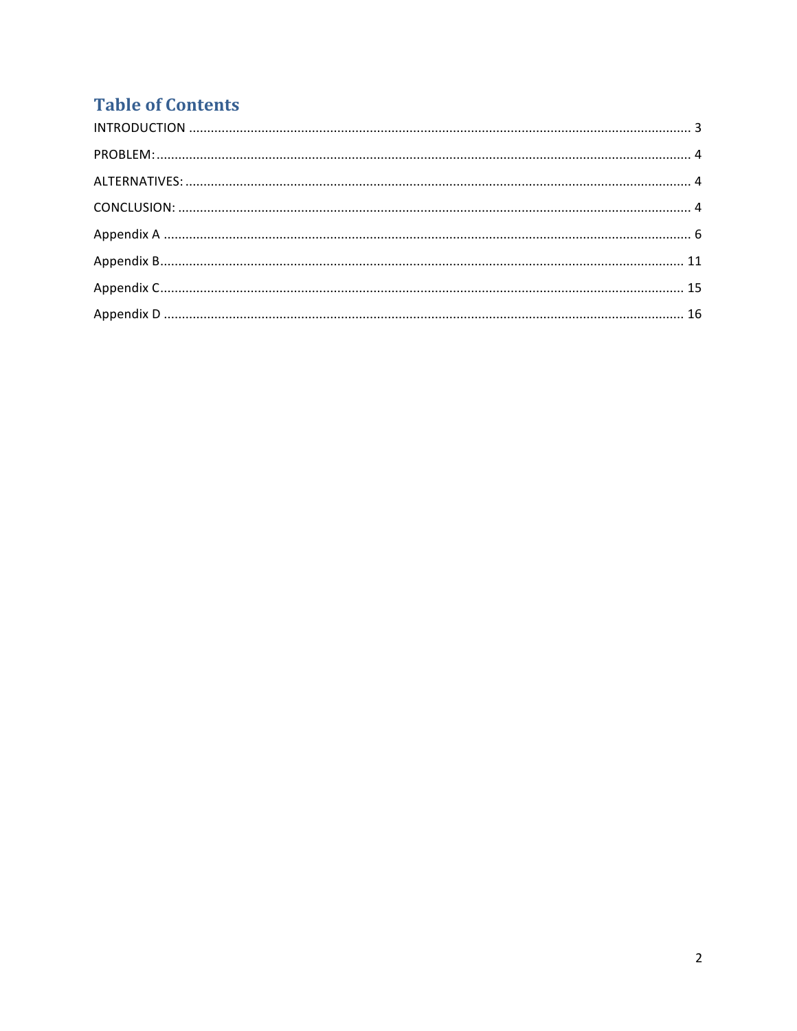# Table of Contents

INTRODUCTION ........................................................................................................................................ 3

PROBLEM: ................................................................................................................................................ 4

ALTERNATIVES: ........................................................................................................................................ 4

CONCLUSION: .......................................................................................................................................... 4

Appendix A ............................................................................................................................................... 6

Appendix B ............................................................................................................................................... 11

Appendix C ............................................................................................................................................... 15

Appendix D ............................................................................................................................................... 16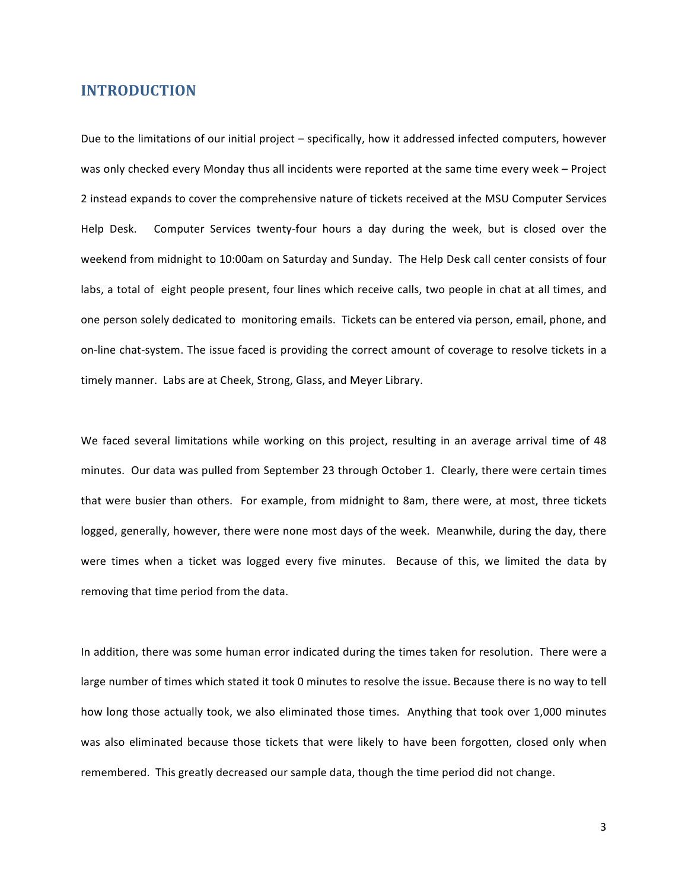## INTRODUCTION

Due to the limitations of our initial project – specifically, how it addressed infected computers, however was only checked every Monday thus all incidents were reported at the same time every week – Project 2 instead expands to cover the comprehensive nature of tickets received at the MSU Computer Services Help Desk. Computer Services twenty-four hours a day during the week, but is closed over the weekend from midnight to 10:00am on Saturday and Sunday. The Help Desk call center consists of four labs, a total of eight people present, four lines which receive calls, two people in chat at all times, and one person solely dedicated to monitoring emails. Tickets can be entered via person, email, phone, and on-line chat-system. The issue faced is providing the correct amount of coverage to resolve tickets in a timely manner. Labs are at Cheek, Strong, Glass, and Meyer Library.

We faced several limitations while working on this project, resulting in an average arrival time of 48 minutes. Our data was pulled from September 23 through October 1. Clearly, there were certain times that were busier than others. For example, from midnight to 8am, there were, at most, three tickets logged, generally, however, there were none most days of the week. Meanwhile, during the day, there were times when a ticket was logged every five minutes. Because of this, we limited the data by removing that time period from the data.

In addition, there was some human error indicated during the times taken for resolution. There were a large number of times which stated it took 0 minutes to resolve the issue. Because there is no way to tell how long those actually took, we also eliminated those times. Anything that took over 1,000 minutes was also eliminated because those tickets that were likely to have been forgotten, closed only when remembered. This greatly decreased our sample data, though the time period did not change.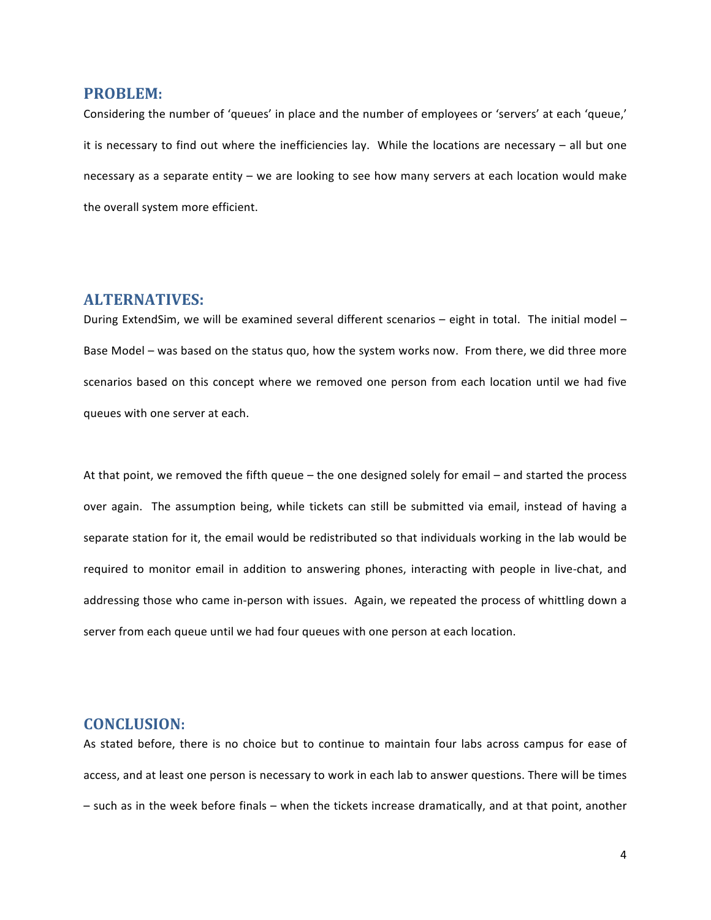## PROBLEM:

Considering the number of 'queues' in place and the number of employees or 'servers' at each 'queue,' it is necessary to find out where the inefficiencies lay. While the locations are necessary – all but one necessary as a separate entity – we are looking to see how many servers at each location would make the overall system more efficient.

## ALTERNATIVES:

During ExtendSim, we will be examined several different scenarios – eight in total. The initial model – Base Model – was based on the status quo, how the system works now. From there, we did three more scenarios based on this concept where we removed one person from each location until we had five queues with one server at each.

At that point, we removed the fifth queue – the one designed solely for email – and started the process over again. The assumption being, while tickets can still be submitted via email, instead of having a separate station for it, the email would be redistributed so that individuals working in the lab would be required to monitor email in addition to answering phones, interacting with people in live-chat, and addressing those who came in-person with issues. Again, we repeated the process of whittling down a server from each queue until we had four queues with one person at each location.

## CONCLUSION:

As stated before, there is no choice but to continue to maintain four labs across campus for ease of access, and at least one person is necessary to work in each lab to answer questions. There will be times – such as in the week before finals – when the tickets increase dramatically, and at that point, another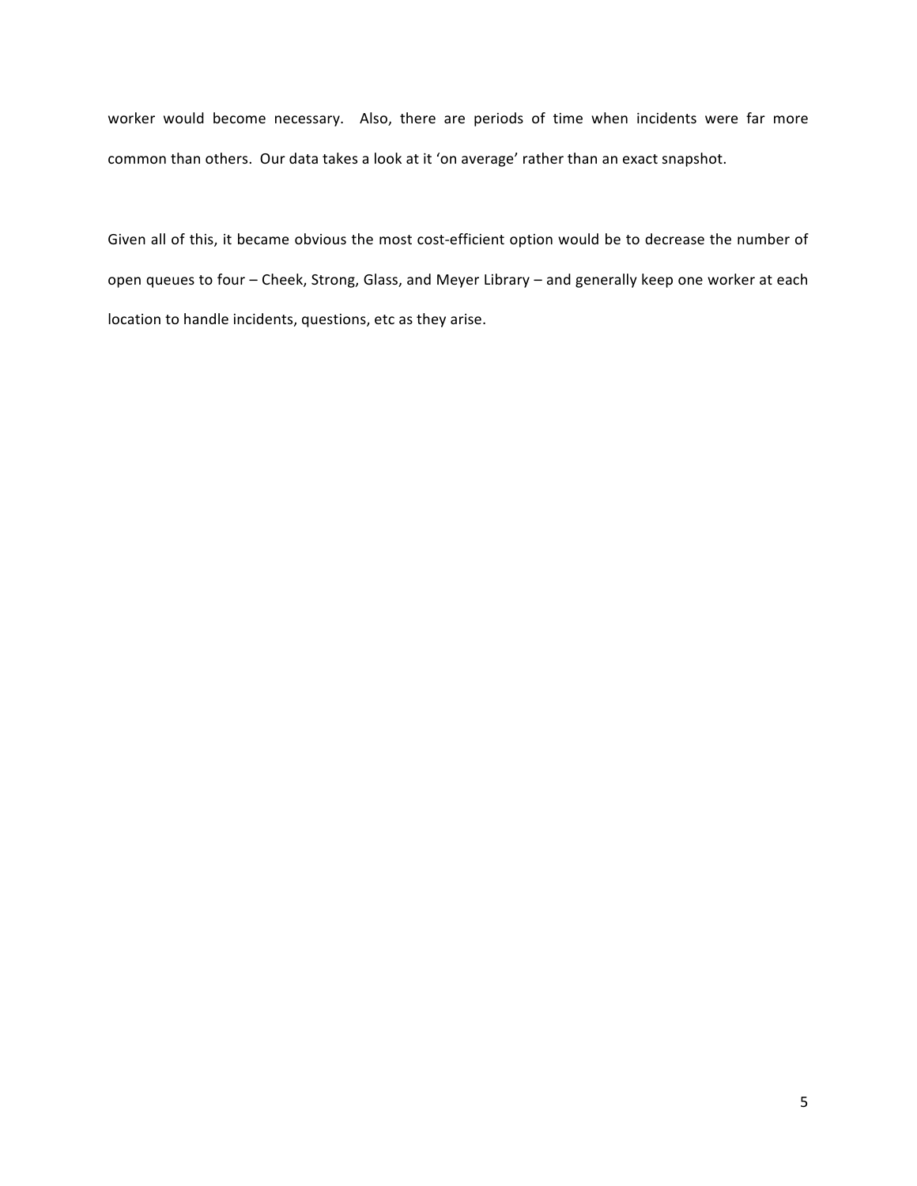worker would become necessary. Also, there are periods of time when incidents were far more common than others. Our data takes a look at it 'on average' rather than an exact snapshot.

Given all of this, it became obvious the most cost-efficient option would be to decrease the number of open queues to four – Cheek, Strong, Glass, and Meyer Library – and generally keep one worker at each location to handle incidents, questions, etc as they arise.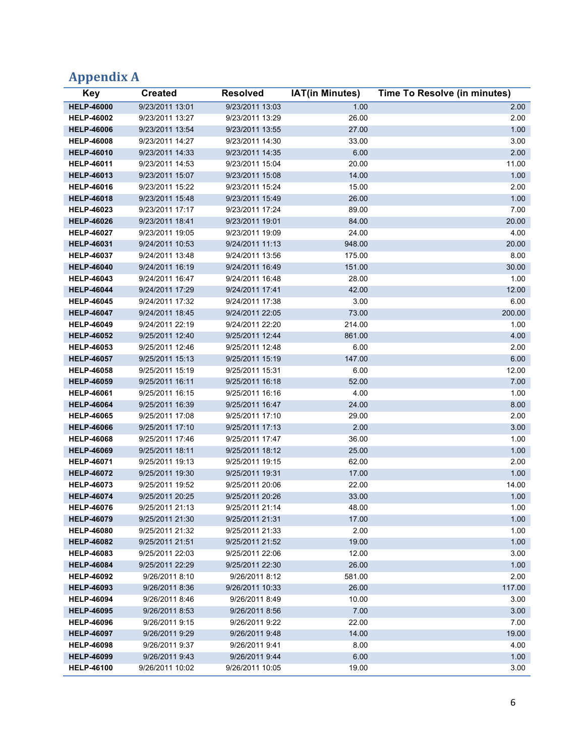## Appendix A

| Key | Created | Resolved | IAT(in Minutes) | Time To Resolve (in minutes) |
|---|---|---|---|---|
| **HELP-46000** | 9/23/2011 13:01 | 9/23/2011 13:03 | 1.00 | 2.00 |
| **HELP-46002** | 9/23/2011 13:27 | 9/23/2011 13:29 | 26.00 | 2.00 |
| **HELP-46006** | 9/23/2011 13:54 | 9/23/2011 13:55 | 27.00 | 1.00 |
| **HELP-46008** | 9/23/2011 14:27 | 9/23/2011 14:30 | 33.00 | 3.00 |
| **HELP-46010** | 9/23/2011 14:33 | 9/23/2011 14:35 | 6.00 | 2.00 |
| **HELP-46011** | 9/23/2011 14:53 | 9/23/2011 15:04 | 20.00 | 11.00 |
| **HELP-46013** | 9/23/2011 15:07 | 9/23/2011 15:08 | 14.00 | 1.00 |
| **HELP-46016** | 9/23/2011 15:22 | 9/23/2011 15:24 | 15.00 | 2.00 |
| **HELP-46018** | 9/23/2011 15:48 | 9/23/2011 15:49 | 26.00 | 1.00 |
| **HELP-46023** | 9/23/2011 17:17 | 9/23/2011 17:24 | 89.00 | 7.00 |
| **HELP-46026** | 9/23/2011 18:41 | 9/23/2011 19:01 | 84.00 | 20.00 |
| **HELP-46027** | 9/23/2011 19:05 | 9/23/2011 19:09 | 24.00 | 4.00 |
| **HELP-46031** | 9/24/2011 10:53 | 9/24/2011 11:13 | 948.00 | 20.00 |
| **HELP-46037** | 9/24/2011 13:48 | 9/24/2011 13:56 | 175.00 | 8.00 |
| **HELP-46040** | 9/24/2011 16:19 | 9/24/2011 16:49 | 151.00 | 30.00 |
| **HELP-46043** | 9/24/2011 16:47 | 9/24/2011 16:48 | 28.00 | 1.00 |
| **HELP-46044** | 9/24/2011 17:29 | 9/24/2011 17:41 | 42.00 | 12.00 |
| **HELP-46045** | 9/24/2011 17:32 | 9/24/2011 17:38 | 3.00 | 6.00 |
| **HELP-46047** | 9/24/2011 18:45 | 9/24/2011 22:05 | 73.00 | 200.00 |
| **HELP-46049** | 9/24/2011 22:19 | 9/24/2011 22:20 | 214.00 | 1.00 |
| **HELP-46052** | 9/25/2011 12:40 | 9/25/2011 12:44 | 861.00 | 4.00 |
| **HELP-46053** | 9/25/2011 12:46 | 9/25/2011 12:48 | 6.00 | 2.00 |
| **HELP-46057** | 9/25/2011 15:13 | 9/25/2011 15:19 | 147.00 | 6.00 |
| **HELP-46058** | 9/25/2011 15:19 | 9/25/2011 15:31 | 6.00 | 12.00 |
| **HELP-46059** | 9/25/2011 16:11 | 9/25/2011 16:18 | 52.00 | 7.00 |
| **HELP-46061** | 9/25/2011 16:15 | 9/25/2011 16:16 | 4.00 | 1.00 |
| **HELP-46064** | 9/25/2011 16:39 | 9/25/2011 16:47 | 24.00 | 8.00 |
| **HELP-46065** | 9/25/2011 17:08 | 9/25/2011 17:10 | 29.00 | 2.00 |
| **HELP-46066** | 9/25/2011 17:10 | 9/25/2011 17:13 | 2.00 | 3.00 |
| **HELP-46068** | 9/25/2011 17:46 | 9/25/2011 17:47 | 36.00 | 1.00 |
| **HELP-46069** | 9/25/2011 18:11 | 9/25/2011 18:12 | 25.00 | 1.00 |
| **HELP-46071** | 9/25/2011 19:13 | 9/25/2011 19:15 | 62.00 | 2.00 |
| **HELP-46072** | 9/25/2011 19:30 | 9/25/2011 19:31 | 17.00 | 1.00 |
| **HELP-46073** | 9/25/2011 19:52 | 9/25/2011 20:06 | 22.00 | 14.00 |
| **HELP-46074** | 9/25/2011 20:25 | 9/25/2011 20:26 | 33.00 | 1.00 |
| **HELP-46076** | 9/25/2011 21:13 | 9/25/2011 21:14 | 48.00 | 1.00 |
| **HELP-46079** | 9/25/2011 21:30 | 9/25/2011 21:31 | 17.00 | 1.00 |
| **HELP-46080** | 9/25/2011 21:32 | 9/25/2011 21:33 | 2.00 | 1.00 |
| **HELP-46082** | 9/25/2011 21:51 | 9/25/2011 21:52 | 19.00 | 1.00 |
| **HELP-46083** | 9/25/2011 22:03 | 9/25/2011 22:06 | 12.00 | 3.00 |
| **HELP-46084** | 9/25/2011 22:29 | 9/25/2011 22:30 | 26.00 | 1.00 |
| **HELP-46092** | 9/26/2011 8:10 | 9/26/2011 8:12 | 581.00 | 2.00 |
| **HELP-46093** | 9/26/2011 8:36 | 9/26/2011 10:33 | 26.00 | 117.00 |
| **HELP-46094** | 9/26/2011 8:46 | 9/26/2011 8:49 | 10.00 | 3.00 |
| **HELP-46095** | 9/26/2011 8:53 | 9/26/2011 8:56 | 7.00 | 3.00 |
| **HELP-46096** | 9/26/2011 9:15 | 9/26/2011 9:22 | 22.00 | 7.00 |
| **HELP-46097** | 9/26/2011 9:29 | 9/26/2011 9:48 | 14.00 | 19.00 |
| **HELP-46098** | 9/26/2011 9:37 | 9/26/2011 9:41 | 8.00 | 4.00 |
| **HELP-46099** | 9/26/2011 9:43 | 9/26/2011 9:44 | 6.00 | 1.00 |
| **HELP-46100** | 9/26/2011 10:02 | 9/26/2011 10:05 | 19.00 | 3.00 |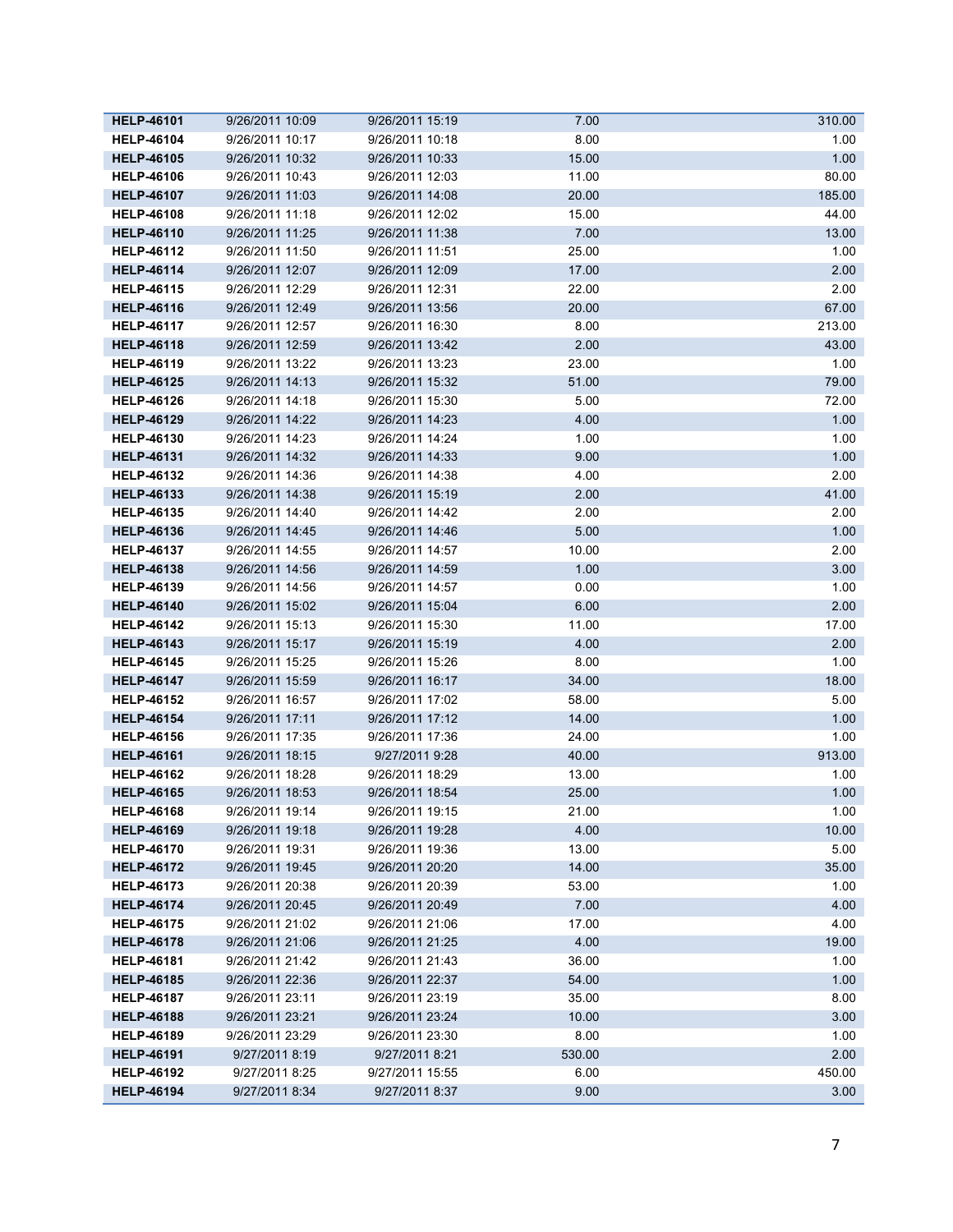| | | | | |
|---|---|---|---|---|
| **HELP-46101** | 9/26/2011 10:09 | 9/26/2011 15:19 | 7.00 | 310.00 |
| **HELP-46104** | 9/26/2011 10:17 | 9/26/2011 10:18 | 8.00 | 1.00 |
| **HELP-46105** | 9/26/2011 10:32 | 9/26/2011 10:33 | 15.00 | 1.00 |
| **HELP-46106** | 9/26/2011 10:43 | 9/26/2011 12:03 | 11.00 | 80.00 |
| **HELP-46107** | 9/26/2011 11:03 | 9/26/2011 14:08 | 20.00 | 185.00 |
| **HELP-46108** | 9/26/2011 11:18 | 9/26/2011 12:02 | 15.00 | 44.00 |
| **HELP-46110** | 9/26/2011 11:25 | 9/26/2011 11:38 | 7.00 | 13.00 |
| **HELP-46112** | 9/26/2011 11:50 | 9/26/2011 11:51 | 25.00 | 1.00 |
| **HELP-46114** | 9/26/2011 12:07 | 9/26/2011 12:09 | 17.00 | 2.00 |
| **HELP-46115** | 9/26/2011 12:29 | 9/26/2011 12:31 | 22.00 | 2.00 |
| **HELP-46116** | 9/26/2011 12:49 | 9/26/2011 13:56 | 20.00 | 67.00 |
| **HELP-46117** | 9/26/2011 12:57 | 9/26/2011 16:30 | 8.00 | 213.00 |
| **HELP-46118** | 9/26/2011 12:59 | 9/26/2011 13:42 | 2.00 | 43.00 |
| **HELP-46119** | 9/26/2011 13:22 | 9/26/2011 13:23 | 23.00 | 1.00 |
| **HELP-46125** | 9/26/2011 14:13 | 9/26/2011 15:32 | 51.00 | 79.00 |
| **HELP-46126** | 9/26/2011 14:18 | 9/26/2011 15:30 | 5.00 | 72.00 |
| **HELP-46129** | 9/26/2011 14:22 | 9/26/2011 14:23 | 4.00 | 1.00 |
| **HELP-46130** | 9/26/2011 14:23 | 9/26/2011 14:24 | 1.00 | 1.00 |
| **HELP-46131** | 9/26/2011 14:32 | 9/26/2011 14:33 | 9.00 | 1.00 |
| **HELP-46132** | 9/26/2011 14:36 | 9/26/2011 14:38 | 4.00 | 2.00 |
| **HELP-46133** | 9/26/2011 14:38 | 9/26/2011 15:19 | 2.00 | 41.00 |
| **HELP-46135** | 9/26/2011 14:40 | 9/26/2011 14:42 | 2.00 | 2.00 |
| **HELP-46136** | 9/26/2011 14:45 | 9/26/2011 14:46 | 5.00 | 1.00 |
| **HELP-46137** | 9/26/2011 14:55 | 9/26/2011 14:57 | 10.00 | 2.00 |
| **HELP-46138** | 9/26/2011 14:56 | 9/26/2011 14:59 | 1.00 | 3.00 |
| **HELP-46139** | 9/26/2011 14:56 | 9/26/2011 14:57 | 0.00 | 1.00 |
| **HELP-46140** | 9/26/2011 15:02 | 9/26/2011 15:04 | 6.00 | 2.00 |
| **HELP-46142** | 9/26/2011 15:13 | 9/26/2011 15:30 | 11.00 | 17.00 |
| **HELP-46143** | 9/26/2011 15:17 | 9/26/2011 15:19 | 4.00 | 2.00 |
| **HELP-46145** | 9/26/2011 15:25 | 9/26/2011 15:26 | 8.00 | 1.00 |
| **HELP-46147** | 9/26/2011 15:59 | 9/26/2011 16:17 | 34.00 | 18.00 |
| **HELP-46152** | 9/26/2011 16:57 | 9/26/2011 17:02 | 58.00 | 5.00 |
| **HELP-46154** | 9/26/2011 17:11 | 9/26/2011 17:12 | 14.00 | 1.00 |
| **HELP-46156** | 9/26/2011 17:35 | 9/26/2011 17:36 | 24.00 | 1.00 |
| **HELP-46161** | 9/26/2011 18:15 | 9/27/2011 9:28 | 40.00 | 913.00 |
| **HELP-46162** | 9/26/2011 18:28 | 9/26/2011 18:29 | 13.00 | 1.00 |
| **HELP-46165** | 9/26/2011 18:53 | 9/26/2011 18:54 | 25.00 | 1.00 |
| **HELP-46168** | 9/26/2011 19:14 | 9/26/2011 19:15 | 21.00 | 1.00 |
| **HELP-46169** | 9/26/2011 19:18 | 9/26/2011 19:28 | 4.00 | 10.00 |
| **HELP-46170** | 9/26/2011 19:31 | 9/26/2011 19:36 | 13.00 | 5.00 |
| **HELP-46172** | 9/26/2011 19:45 | 9/26/2011 20:20 | 14.00 | 35.00 |
| **HELP-46173** | 9/26/2011 20:38 | 9/26/2011 20:39 | 53.00 | 1.00 |
| **HELP-46174** | 9/26/2011 20:45 | 9/26/2011 20:49 | 7.00 | 4.00 |
| **HELP-46175** | 9/26/2011 21:02 | 9/26/2011 21:06 | 17.00 | 4.00 |
| **HELP-46178** | 9/26/2011 21:06 | 9/26/2011 21:25 | 4.00 | 19.00 |
| **HELP-46181** | 9/26/2011 21:42 | 9/26/2011 21:43 | 36.00 | 1.00 |
| **HELP-46185** | 9/26/2011 22:36 | 9/26/2011 22:37 | 54.00 | 1.00 |
| **HELP-46187** | 9/26/2011 23:11 | 9/26/2011 23:19 | 35.00 | 8.00 |
| **HELP-46188** | 9/26/2011 23:21 | 9/26/2011 23:24 | 10.00 | 3.00 |
| **HELP-46189** | 9/26/2011 23:29 | 9/26/2011 23:30 | 8.00 | 1.00 |
| **HELP-46191** | 9/27/2011 8:19 | 9/27/2011 8:21 | 530.00 | 2.00 |
| **HELP-46192** | 9/27/2011 8:25 | 9/27/2011 15:55 | 6.00 | 450.00 |
| **HELP-46194** | 9/27/2011 8:34 | 9/27/2011 8:37 | 9.00 | 3.00 |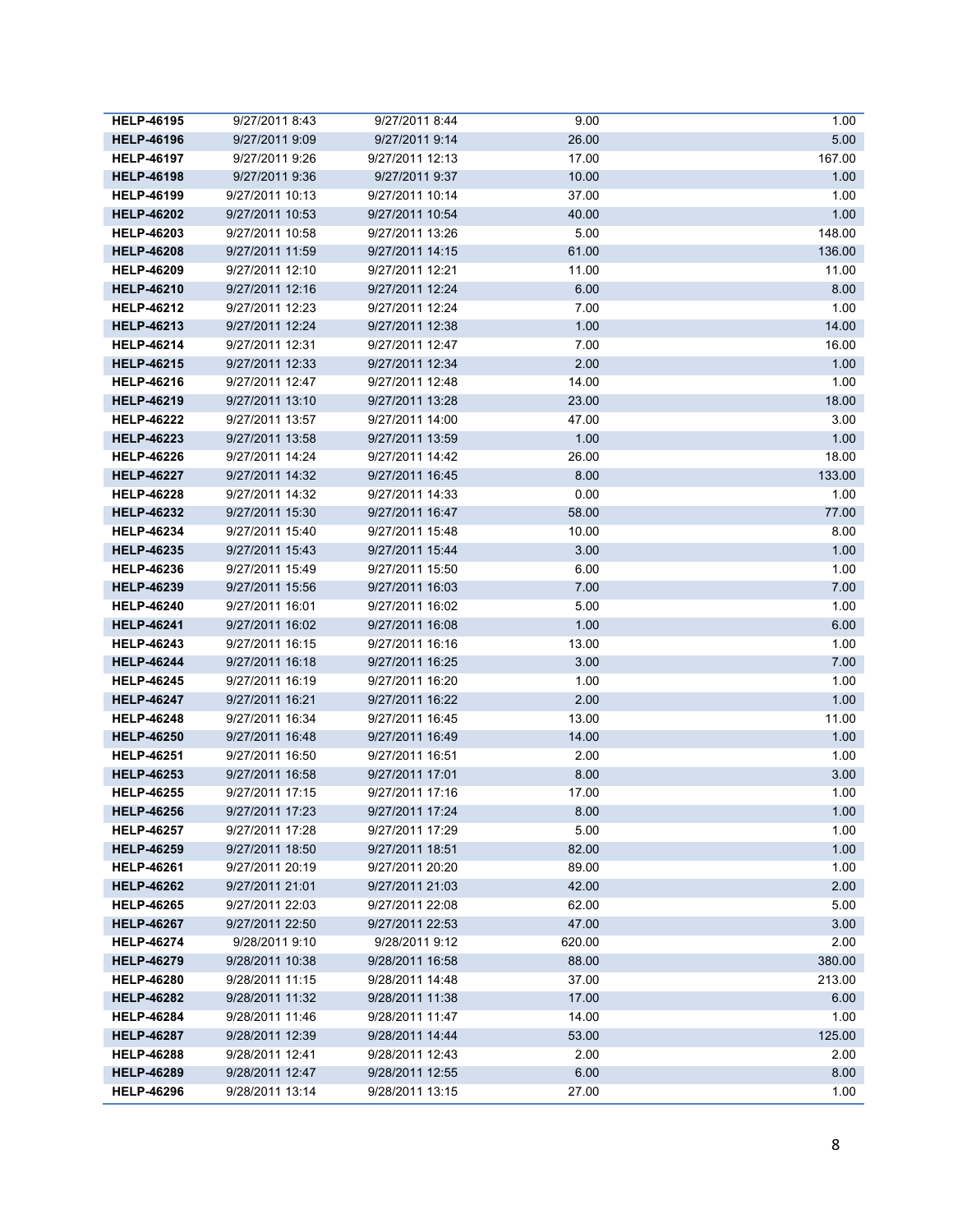| | | | | |
|---|---|---|---|---|
| **HELP-46195** | 9/27/2011 8:43 | 9/27/2011 8:44 | 9.00 | 1.00 |
| **HELP-46196** | 9/27/2011 9:09 | 9/27/2011 9:14 | 26.00 | 5.00 |
| **HELP-46197** | 9/27/2011 9:26 | 9/27/2011 12:13 | 17.00 | 167.00 |
| **HELP-46198** | 9/27/2011 9:36 | 9/27/2011 9:37 | 10.00 | 1.00 |
| **HELP-46199** | 9/27/2011 10:13 | 9/27/2011 10:14 | 37.00 | 1.00 |
| **HELP-46202** | 9/27/2011 10:53 | 9/27/2011 10:54 | 40.00 | 1.00 |
| **HELP-46203** | 9/27/2011 10:58 | 9/27/2011 13:26 | 5.00 | 148.00 |
| **HELP-46208** | 9/27/2011 11:59 | 9/27/2011 14:15 | 61.00 | 136.00 |
| **HELP-46209** | 9/27/2011 12:10 | 9/27/2011 12:21 | 11.00 | 11.00 |
| **HELP-46210** | 9/27/2011 12:16 | 9/27/2011 12:24 | 6.00 | 8.00 |
| **HELP-46212** | 9/27/2011 12:23 | 9/27/2011 12:24 | 7.00 | 1.00 |
| **HELP-46213** | 9/27/2011 12:24 | 9/27/2011 12:38 | 1.00 | 14.00 |
| **HELP-46214** | 9/27/2011 12:31 | 9/27/2011 12:47 | 7.00 | 16.00 |
| **HELP-46215** | 9/27/2011 12:33 | 9/27/2011 12:34 | 2.00 | 1.00 |
| **HELP-46216** | 9/27/2011 12:47 | 9/27/2011 12:48 | 14.00 | 1.00 |
| **HELP-46219** | 9/27/2011 13:10 | 9/27/2011 13:28 | 23.00 | 18.00 |
| **HELP-46222** | 9/27/2011 13:57 | 9/27/2011 14:00 | 47.00 | 3.00 |
| **HELP-46223** | 9/27/2011 13:58 | 9/27/2011 13:59 | 1.00 | 1.00 |
| **HELP-46226** | 9/27/2011 14:24 | 9/27/2011 14:42 | 26.00 | 18.00 |
| **HELP-46227** | 9/27/2011 14:32 | 9/27/2011 16:45 | 8.00 | 133.00 |
| **HELP-46228** | 9/27/2011 14:32 | 9/27/2011 14:33 | 0.00 | 1.00 |
| **HELP-46232** | 9/27/2011 15:30 | 9/27/2011 16:47 | 58.00 | 77.00 |
| **HELP-46234** | 9/27/2011 15:40 | 9/27/2011 15:48 | 10.00 | 8.00 |
| **HELP-46235** | 9/27/2011 15:43 | 9/27/2011 15:44 | 3.00 | 1.00 |
| **HELP-46236** | 9/27/2011 15:49 | 9/27/2011 15:50 | 6.00 | 1.00 |
| **HELP-46239** | 9/27/2011 15:56 | 9/27/2011 16:03 | 7.00 | 7.00 |
| **HELP-46240** | 9/27/2011 16:01 | 9/27/2011 16:02 | 5.00 | 1.00 |
| **HELP-46241** | 9/27/2011 16:02 | 9/27/2011 16:08 | 1.00 | 6.00 |
| **HELP-46243** | 9/27/2011 16:15 | 9/27/2011 16:16 | 13.00 | 1.00 |
| **HELP-46244** | 9/27/2011 16:18 | 9/27/2011 16:25 | 3.00 | 7.00 |
| **HELP-46245** | 9/27/2011 16:19 | 9/27/2011 16:20 | 1.00 | 1.00 |
| **HELP-46247** | 9/27/2011 16:21 | 9/27/2011 16:22 | 2.00 | 1.00 |
| **HELP-46248** | 9/27/2011 16:34 | 9/27/2011 16:45 | 13.00 | 11.00 |
| **HELP-46250** | 9/27/2011 16:48 | 9/27/2011 16:49 | 14.00 | 1.00 |
| **HELP-46251** | 9/27/2011 16:50 | 9/27/2011 16:51 | 2.00 | 1.00 |
| **HELP-46253** | 9/27/2011 16:58 | 9/27/2011 17:01 | 8.00 | 3.00 |
| **HELP-46255** | 9/27/2011 17:15 | 9/27/2011 17:16 | 17.00 | 1.00 |
| **HELP-46256** | 9/27/2011 17:23 | 9/27/2011 17:24 | 8.00 | 1.00 |
| **HELP-46257** | 9/27/2011 17:28 | 9/27/2011 17:29 | 5.00 | 1.00 |
| **HELP-46259** | 9/27/2011 18:50 | 9/27/2011 18:51 | 82.00 | 1.00 |
| **HELP-46261** | 9/27/2011 20:19 | 9/27/2011 20:20 | 89.00 | 1.00 |
| **HELP-46262** | 9/27/2011 21:01 | 9/27/2011 21:03 | 42.00 | 2.00 |
| **HELP-46265** | 9/27/2011 22:03 | 9/27/2011 22:08 | 62.00 | 5.00 |
| **HELP-46267** | 9/27/2011 22:50 | 9/27/2011 22:53 | 47.00 | 3.00 |
| **HELP-46274** | 9/28/2011 9:10 | 9/28/2011 9:12 | 620.00 | 2.00 |
| **HELP-46279** | 9/28/2011 10:38 | 9/28/2011 16:58 | 88.00 | 380.00 |
| **HELP-46280** | 9/28/2011 11:15 | 9/28/2011 14:48 | 37.00 | 213.00 |
| **HELP-46282** | 9/28/2011 11:32 | 9/28/2011 11:38 | 17.00 | 6.00 |
| **HELP-46284** | 9/28/2011 11:46 | 9/28/2011 11:47 | 14.00 | 1.00 |
| **HELP-46287** | 9/28/2011 12:39 | 9/28/2011 14:44 | 53.00 | 125.00 |
| **HELP-46288** | 9/28/2011 12:41 | 9/28/2011 12:43 | 2.00 | 2.00 |
| **HELP-46289** | 9/28/2011 12:47 | 9/28/2011 12:55 | 6.00 | 8.00 |
| **HELP-46296** | 9/28/2011 13:14 | 9/28/2011 13:15 | 27.00 | 1.00 |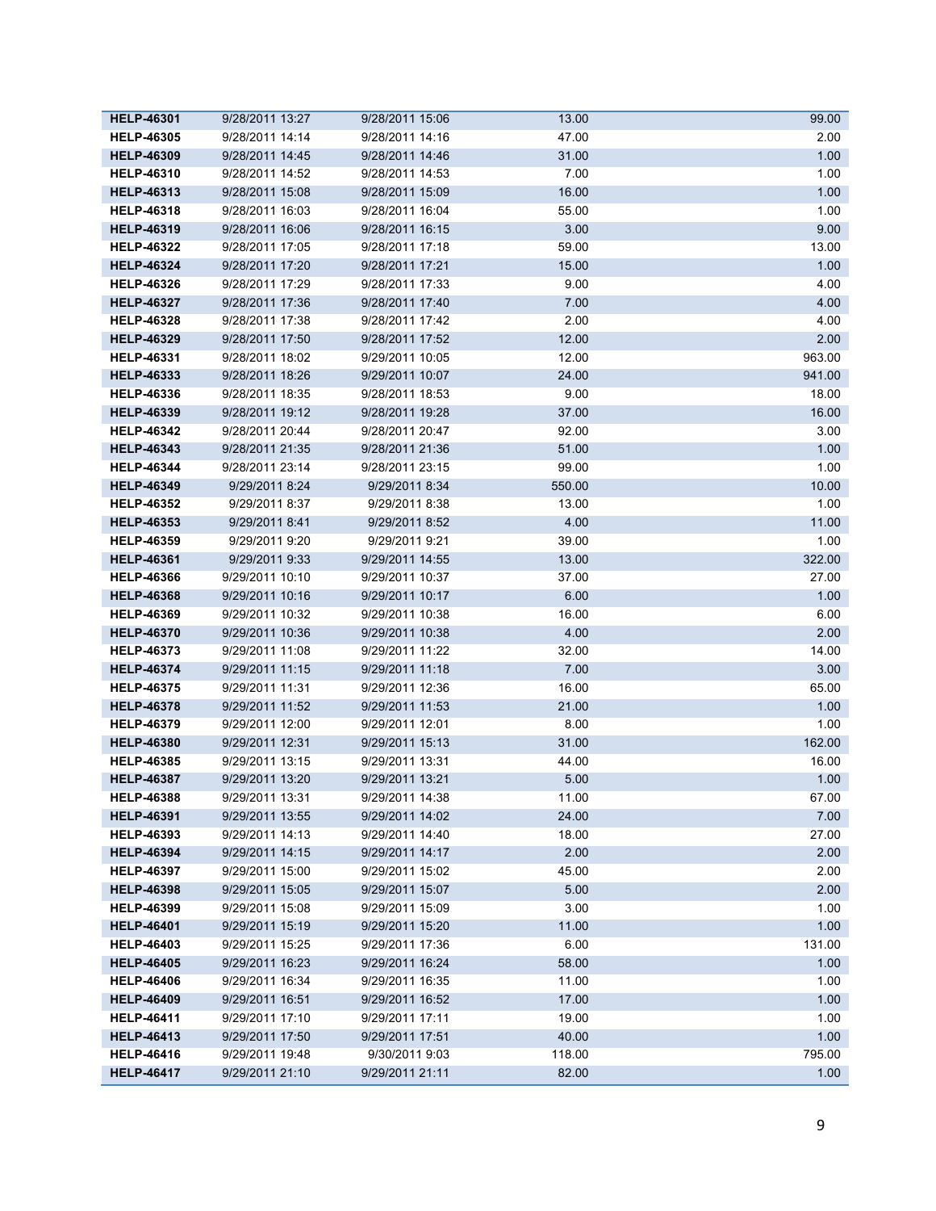| | | | | |
|---|---|---|---|---|
| **HELP-46301** | 9/28/2011 13:27 | 9/28/2011 15:06 | 13.00 | 99.00 |
| **HELP-46305** | 9/28/2011 14:14 | 9/28/2011 14:16 | 47.00 | 2.00 |
| **HELP-46309** | 9/28/2011 14:45 | 9/28/2011 14:46 | 31.00 | 1.00 |
| **HELP-46310** | 9/28/2011 14:52 | 9/28/2011 14:53 | 7.00 | 1.00 |
| **HELP-46313** | 9/28/2011 15:08 | 9/28/2011 15:09 | 16.00 | 1.00 |
| **HELP-46318** | 9/28/2011 16:03 | 9/28/2011 16:04 | 55.00 | 1.00 |
| **HELP-46319** | 9/28/2011 16:06 | 9/28/2011 16:15 | 3.00 | 9.00 |
| **HELP-46322** | 9/28/2011 17:05 | 9/28/2011 17:18 | 59.00 | 13.00 |
| **HELP-46324** | 9/28/2011 17:20 | 9/28/2011 17:21 | 15.00 | 1.00 |
| **HELP-46326** | 9/28/2011 17:29 | 9/28/2011 17:33 | 9.00 | 4.00 |
| **HELP-46327** | 9/28/2011 17:36 | 9/28/2011 17:40 | 7.00 | 4.00 |
| **HELP-46328** | 9/28/2011 17:38 | 9/28/2011 17:42 | 2.00 | 4.00 |
| **HELP-46329** | 9/28/2011 17:50 | 9/28/2011 17:52 | 12.00 | 2.00 |
| **HELP-46331** | 9/28/2011 18:02 | 9/29/2011 10:05 | 12.00 | 963.00 |
| **HELP-46333** | 9/28/2011 18:26 | 9/29/2011 10:07 | 24.00 | 941.00 |
| **HELP-46336** | 9/28/2011 18:35 | 9/28/2011 18:53 | 9.00 | 18.00 |
| **HELP-46339** | 9/28/2011 19:12 | 9/28/2011 19:28 | 37.00 | 16.00 |
| **HELP-46342** | 9/28/2011 20:44 | 9/28/2011 20:47 | 92.00 | 3.00 |
| **HELP-46343** | 9/28/2011 21:35 | 9/28/2011 21:36 | 51.00 | 1.00 |
| **HELP-46344** | 9/28/2011 23:14 | 9/28/2011 23:15 | 99.00 | 1.00 |
| **HELP-46349** | 9/29/2011 8:24 | 9/29/2011 8:34 | 550.00 | 10.00 |
| **HELP-46352** | 9/29/2011 8:37 | 9/29/2011 8:38 | 13.00 | 1.00 |
| **HELP-46353** | 9/29/2011 8:41 | 9/29/2011 8:52 | 4.00 | 11.00 |
| **HELP-46359** | 9/29/2011 9:20 | 9/29/2011 9:21 | 39.00 | 1.00 |
| **HELP-46361** | 9/29/2011 9:33 | 9/29/2011 14:55 | 13.00 | 322.00 |
| **HELP-46366** | 9/29/2011 10:10 | 9/29/2011 10:37 | 37.00 | 27.00 |
| **HELP-46368** | 9/29/2011 10:16 | 9/29/2011 10:17 | 6.00 | 1.00 |
| **HELP-46369** | 9/29/2011 10:32 | 9/29/2011 10:38 | 16.00 | 6.00 |
| **HELP-46370** | 9/29/2011 10:36 | 9/29/2011 10:38 | 4.00 | 2.00 |
| **HELP-46373** | 9/29/2011 11:08 | 9/29/2011 11:22 | 32.00 | 14.00 |
| **HELP-46374** | 9/29/2011 11:15 | 9/29/2011 11:18 | 7.00 | 3.00 |
| **HELP-46375** | 9/29/2011 11:31 | 9/29/2011 12:36 | 16.00 | 65.00 |
| **HELP-46378** | 9/29/2011 11:52 | 9/29/2011 11:53 | 21.00 | 1.00 |
| **HELP-46379** | 9/29/2011 12:00 | 9/29/2011 12:01 | 8.00 | 1.00 |
| **HELP-46380** | 9/29/2011 12:31 | 9/29/2011 15:13 | 31.00 | 162.00 |
| **HELP-46385** | 9/29/2011 13:15 | 9/29/2011 13:31 | 44.00 | 16.00 |
| **HELP-46387** | 9/29/2011 13:20 | 9/29/2011 13:21 | 5.00 | 1.00 |
| **HELP-46388** | 9/29/2011 13:31 | 9/29/2011 14:38 | 11.00 | 67.00 |
| **HELP-46391** | 9/29/2011 13:55 | 9/29/2011 14:02 | 24.00 | 7.00 |
| **HELP-46393** | 9/29/2011 14:13 | 9/29/2011 14:40 | 18.00 | 27.00 |
| **HELP-46394** | 9/29/2011 14:15 | 9/29/2011 14:17 | 2.00 | 2.00 |
| **HELP-46397** | 9/29/2011 15:00 | 9/29/2011 15:02 | 45.00 | 2.00 |
| **HELP-46398** | 9/29/2011 15:05 | 9/29/2011 15:07 | 5.00 | 2.00 |
| **HELP-46399** | 9/29/2011 15:08 | 9/29/2011 15:09 | 3.00 | 1.00 |
| **HELP-46401** | 9/29/2011 15:19 | 9/29/2011 15:20 | 11.00 | 1.00 |
| **HELP-46403** | 9/29/2011 15:25 | 9/29/2011 17:36 | 6.00 | 131.00 |
| **HELP-46405** | 9/29/2011 16:23 | 9/29/2011 16:24 | 58.00 | 1.00 |
| **HELP-46406** | 9/29/2011 16:34 | 9/29/2011 16:35 | 11.00 | 1.00 |
| **HELP-46409** | 9/29/2011 16:51 | 9/29/2011 16:52 | 17.00 | 1.00 |
| **HELP-46411** | 9/29/2011 17:10 | 9/29/2011 17:11 | 19.00 | 1.00 |
| **HELP-46413** | 9/29/2011 17:50 | 9/29/2011 17:51 | 40.00 | 1.00 |
| **HELP-46416** | 9/29/2011 19:48 | 9/30/2011 9:03 | 118.00 | 795.00 |
| **HELP-46417** | 9/29/2011 21:10 | 9/29/2011 21:11 | 82.00 | 1.00 |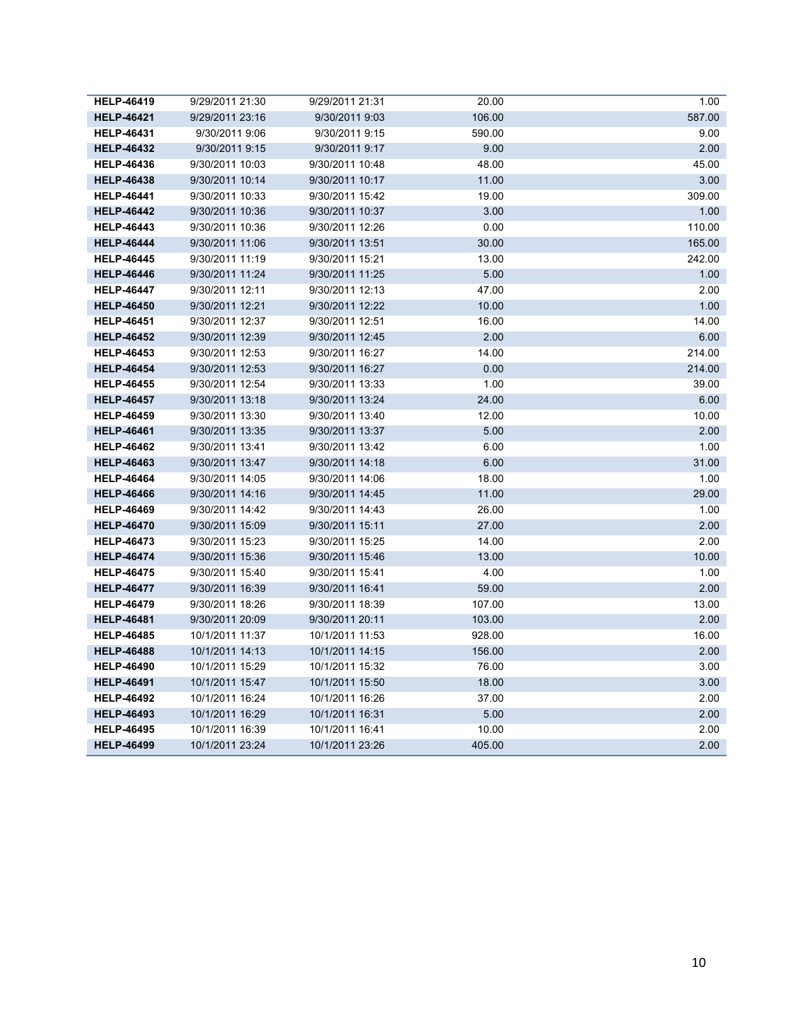| | | | | |
|---|---|---|---|---|
| **HELP-46419** | 9/29/2011 21:30 | 9/29/2011 21:31 | 20.00 | 1.00 |
| **HELP-46421** | 9/29/2011 23:16 | 9/30/2011 9:03 | 106.00 | 587.00 |
| **HELP-46431** | 9/30/2011 9:06 | 9/30/2011 9:15 | 590.00 | 9.00 |
| **HELP-46432** | 9/30/2011 9:15 | 9/30/2011 9:17 | 9.00 | 2.00 |
| **HELP-46436** | 9/30/2011 10:03 | 9/30/2011 10:48 | 48.00 | 45.00 |
| **HELP-46438** | 9/30/2011 10:14 | 9/30/2011 10:17 | 11.00 | 3.00 |
| **HELP-46441** | 9/30/2011 10:33 | 9/30/2011 15:42 | 19.00 | 309.00 |
| **HELP-46442** | 9/30/2011 10:36 | 9/30/2011 10:37 | 3.00 | 1.00 |
| **HELP-46443** | 9/30/2011 10:36 | 9/30/2011 12:26 | 0.00 | 110.00 |
| **HELP-46444** | 9/30/2011 11:06 | 9/30/2011 13:51 | 30.00 | 165.00 |
| **HELP-46445** | 9/30/2011 11:19 | 9/30/2011 15:21 | 13.00 | 242.00 |
| **HELP-46446** | 9/30/2011 11:24 | 9/30/2011 11:25 | 5.00 | 1.00 |
| **HELP-46447** | 9/30/2011 12:11 | 9/30/2011 12:13 | 47.00 | 2.00 |
| **HELP-46450** | 9/30/2011 12:21 | 9/30/2011 12:22 | 10.00 | 1.00 |
| **HELP-46451** | 9/30/2011 12:37 | 9/30/2011 12:51 | 16.00 | 14.00 |
| **HELP-46452** | 9/30/2011 12:39 | 9/30/2011 12:45 | 2.00 | 6.00 |
| **HELP-46453** | 9/30/2011 12:53 | 9/30/2011 16:27 | 14.00 | 214.00 |
| **HELP-46454** | 9/30/2011 12:53 | 9/30/2011 16:27 | 0.00 | 214.00 |
| **HELP-46455** | 9/30/2011 12:54 | 9/30/2011 13:33 | 1.00 | 39.00 |
| **HELP-46457** | 9/30/2011 13:18 | 9/30/2011 13:24 | 24.00 | 6.00 |
| **HELP-46459** | 9/30/2011 13:30 | 9/30/2011 13:40 | 12.00 | 10.00 |
| **HELP-46461** | 9/30/2011 13:35 | 9/30/2011 13:37 | 5.00 | 2.00 |
| **HELP-46462** | 9/30/2011 13:41 | 9/30/2011 13:42 | 6.00 | 1.00 |
| **HELP-46463** | 9/30/2011 13:47 | 9/30/2011 14:18 | 6.00 | 31.00 |
| **HELP-46464** | 9/30/2011 14:05 | 9/30/2011 14:06 | 18.00 | 1.00 |
| **HELP-46466** | 9/30/2011 14:16 | 9/30/2011 14:45 | 11.00 | 29.00 |
| **HELP-46469** | 9/30/2011 14:42 | 9/30/2011 14:43 | 26.00 | 1.00 |
| **HELP-46470** | 9/30/2011 15:09 | 9/30/2011 15:11 | 27.00 | 2.00 |
| **HELP-46473** | 9/30/2011 15:23 | 9/30/2011 15:25 | 14.00 | 2.00 |
| **HELP-46474** | 9/30/2011 15:36 | 9/30/2011 15:46 | 13.00 | 10.00 |
| **HELP-46475** | 9/30/2011 15:40 | 9/30/2011 15:41 | 4.00 | 1.00 |
| **HELP-46477** | 9/30/2011 16:39 | 9/30/2011 16:41 | 59.00 | 2.00 |
| **HELP-46479** | 9/30/2011 18:26 | 9/30/2011 18:39 | 107.00 | 13.00 |
| **HELP-46481** | 9/30/2011 20:09 | 9/30/2011 20:11 | 103.00 | 2.00 |
| **HELP-46485** | 10/1/2011 11:37 | 10/1/2011 11:53 | 928.00 | 16.00 |
| **HELP-46488** | 10/1/2011 14:13 | 10/1/2011 14:15 | 156.00 | 2.00 |
| **HELP-46490** | 10/1/2011 15:29 | 10/1/2011 15:32 | 76.00 | 3.00 |
| **HELP-46491** | 10/1/2011 15:47 | 10/1/2011 15:50 | 18.00 | 3.00 |
| **HELP-46492** | 10/1/2011 16:24 | 10/1/2011 16:26 | 37.00 | 2.00 |
| **HELP-46493** | 10/1/2011 16:29 | 10/1/2011 16:31 | 5.00 | 2.00 |
| **HELP-46495** | 10/1/2011 16:39 | 10/1/2011 16:41 | 10.00 | 2.00 |
| **HELP-46499** | 10/1/2011 23:24 | 10/1/2011 23:26 | 405.00 | 2.00 |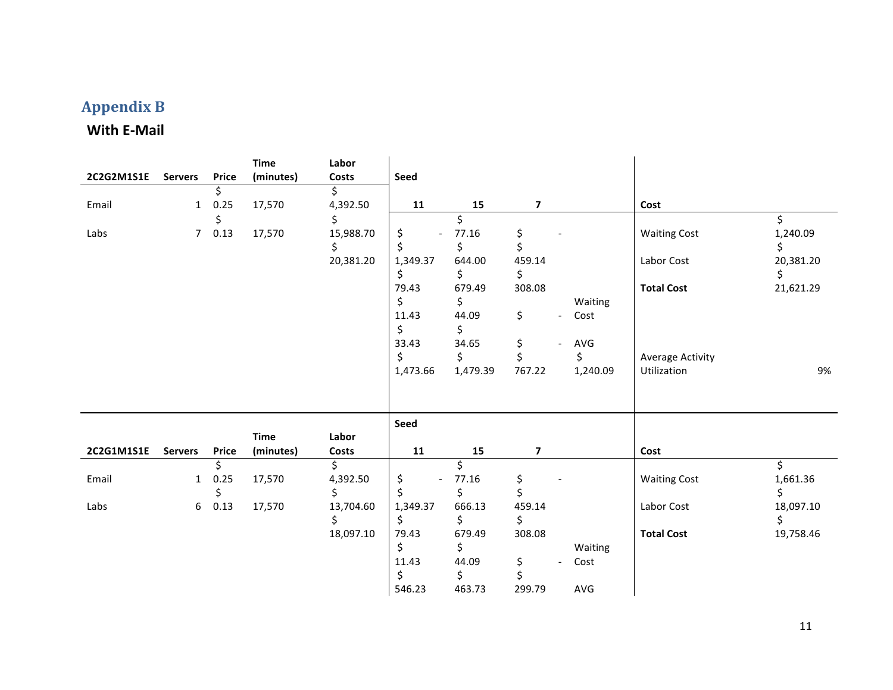# Appendix B

## With E-Mail

| 2C2G2M1S1E | Servers | Price | Time (minutes) | Labor Costs | Seed 11 | Seed 15 | Seed 7 | | Cost | |
|---|---|---|---|---|---|---|---|---|---|---|
| Email | 1 | $ 0.25 | 17,570 | $ 4,392.50 | $ - | $ 77.16 | $ - | | Waiting Cost | $ 1,240.09 |
| Labs | 7 | $ 0.13 | 17,570 | $ 15,988.70 | $ 1,349.37 | $ 644.00 | $ 459.14 | | Labor Cost | $ 20,381.20 |
| | | | | $ 20,381.20 | $ 79.43 | $ 679.49 | $ 308.08 | | **Total Cost** | $ 21,621.29 |
| | | | | | $ 11.43 | $ 44.09 | $ - | Waiting Cost | | |
| | | | | | $ 33.43 | $ 34.65 | $ - | AVG | | |
| | | | | | $ 1,473.66 | $ 1,479.39 | $ 767.22 | $ 1,240.09 | Average Activity Utilization | 9% |

| 2C2G1M1S1E | Servers | Price | Time (minutes) | Labor Costs | Seed 11 | Seed 15 | Seed 7 | | Cost | |
|---|---|---|---|---|---|---|---|---|---|---|
| Email | 1 | $ 0.25 | 17,570 | $ 4,392.50 | $ - | $ 77.16 | $ - | | Waiting Cost | $ 1,661.36 |
| Labs | 6 | $ 0.13 | 17,570 | $ 13,704.60 | $ 1,349.37 | $ 666.13 | $ 459.14 | | Labor Cost | $ 18,097.10 |
| | | | | $ 18,097.10 | $ 79.43 | $ 679.49 | $ 308.08 | | **Total Cost** | $ 19,758.46 |
| | | | | | $ 11.43 | $ 44.09 | $ - | Waiting Cost | | |
| | | | | | $ 546.23 | $ 463.73 | $ 299.79 | AVG | | |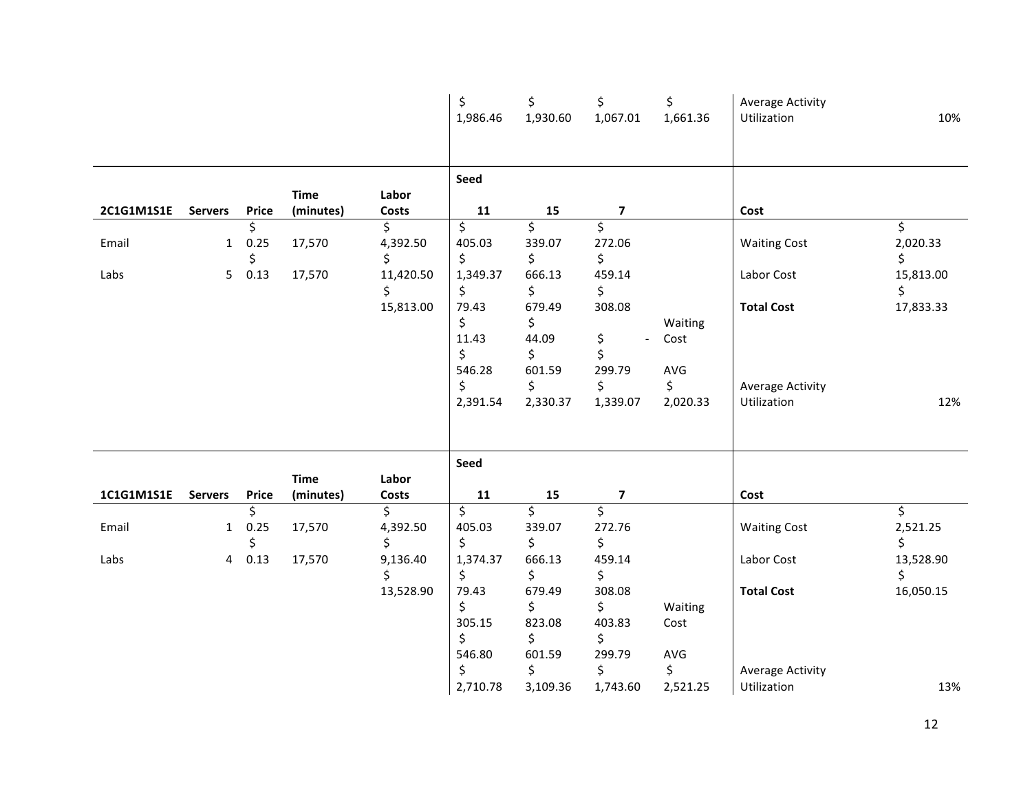| | | | | | | | | | | |
|---|---|---|---|---|---|---|---|---|---|---|
| | | | | $ 1,986.46 | $ 1,930.60 | $ 1,067.01 | $ 1,661.36 | Average Activity Utilization | 10% |

| 2C1G1M1S1E | Servers | Price | Time (minutes) | Labor Costs | Seed 11 | 15 | 7 | | Cost | |
|---|---|---|---|---|---|---|---|---|---|---|
| Email | 1 | $ 0.25 | 17,570 | $ 4,392.50 | $ 405.03 | $ 339.07 | $ 272.06 | | Waiting Cost | $ 2,020.33 |
| Labs | 5 | $ 0.13 | 17,570 | $ 11,420.50 | $ 1,349.37 | $ 666.13 | $ 459.14 | | Labor Cost | $ 15,813.00 |
| | | | | $ 15,813.00 | $ 79.43 | $ 679.49 | $ 308.08 | | **Total Cost** | $ 17,833.33 |
| | | | | | $ 11.43 | $ 44.09 | $ - | Waiting Cost | | |
| | | | | | $ 546.28 | $ 601.59 | $ 299.79 | AVG | | |
| | | | | | $ 2,391.54 | $ 2,330.37 | $ 1,339.07 | $ 2,020.33 | Average Activity Utilization | 12% |

| 1C1G1M1S1E | Servers | Price | Time (minutes) | Labor Costs | Seed 11 | 15 | 7 | | Cost | |
|---|---|---|---|---|---|---|---|---|---|---|
| Email | 1 | $ 0.25 | 17,570 | $ 4,392.50 | $ 405.03 | $ 339.07 | $ 272.76 | | Waiting Cost | $ 2,521.25 |
| Labs | 4 | $ 0.13 | 17,570 | $ 9,136.40 | $ 1,374.37 | $ 666.13 | $ 459.14 | | Labor Cost | $ 13,528.90 |
| | | | | $ 13,528.90 | $ 79.43 | $ 679.49 | $ 308.08 | | **Total Cost** | $ 16,050.15 |
| | | | | | $ 305.15 | $ 823.08 | $ 403.83 | Waiting Cost | | |
| | | | | | $ 546.80 | $ 601.59 | $ 299.79 | AVG | | |
| | | | | | $ 2,710.78 | $ 3,109.36 | $ 1,743.60 | $ 2,521.25 | Average Activity Utilization | 13% |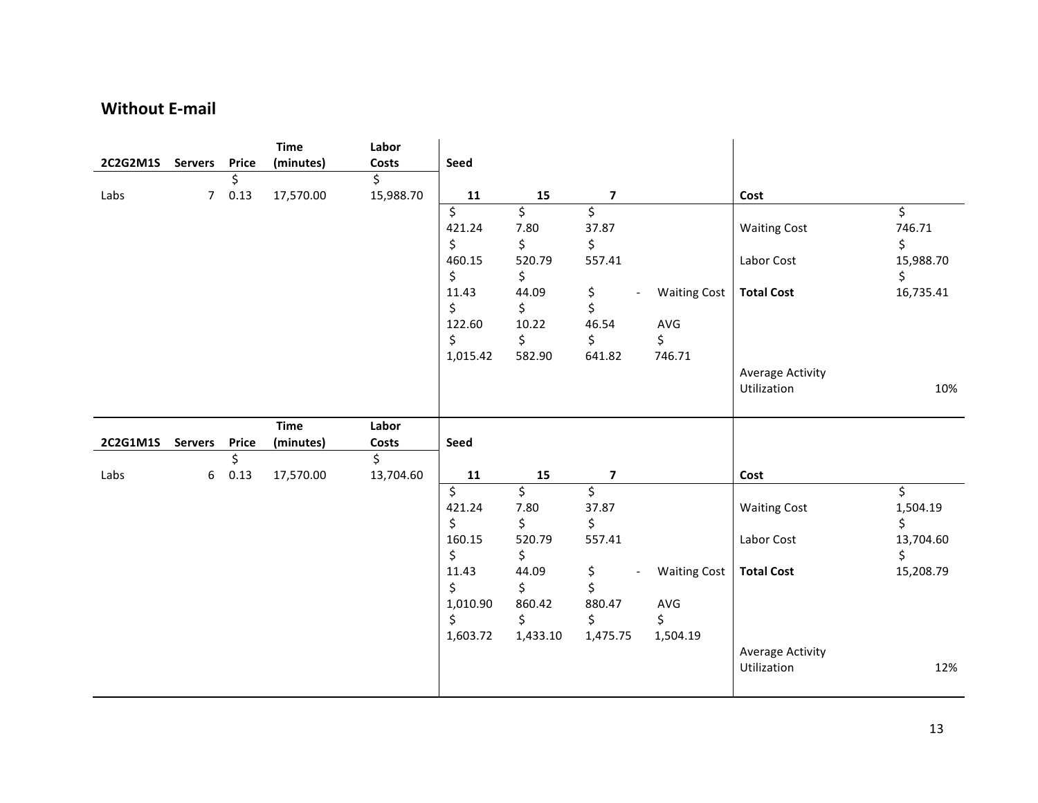## Without E-mail

| 2C2G2M1S | Servers | Price | Time (minutes) | Labor Costs | Seed | | | | | |
|---|---|---|---|---|---|---|---|---|---|---|
| Labs | 7 | $ 0.13 | 17,570.00 | $ 15,988.70 | 11 | 15 | 7 | | Cost | |
| | | | | | $ 421.24 | $ 7.80 | $ 37.87 | | Waiting Cost | $ 746.71 |
| | | | | | $ 460.15 | $ 520.79 | $ 557.41 | | Labor Cost | $ 15,988.70 |
| | | | | | $ 11.43 | $ 44.09 | $ - | Waiting Cost | **Total Cost** | $ 16,735.41 |
| | | | | | $ 122.60 | $ 10.22 | $ 46.54 | AVG | | |
| | | | | | $ 1,015.42 | $ 582.90 | $ 641.82 | $ 746.71 | | |
| | | | | | | | | | Average Activity Utilization | 10% |

| 2C2G1M1S | Servers | Price | Time (minutes) | Labor Costs | Seed | | | | | |
|---|---|---|---|---|---|---|---|---|---|---|
| Labs | 6 | $ 0.13 | 17,570.00 | $ 13,704.60 | 11 | 15 | 7 | | Cost | |
| | | | | | $ 421.24 | $ 7.80 | $ 37.87 | | Waiting Cost | $ 1,504.19 |
| | | | | | $ 160.15 | $ 520.79 | $ 557.41 | | Labor Cost | $ 13,704.60 |
| | | | | | $ 11.43 | $ 44.09 | $ - | Waiting Cost | **Total Cost** | $ 15,208.79 |
| | | | | | $ 1,010.90 | $ 860.42 | $ 880.47 | AVG | | |
| | | | | | $ 1,603.72 | $ 1,433.10 | $ 1,475.75 | $ 1,504.19 | | |
| | | | | | | | | | Average Activity Utilization | 12% |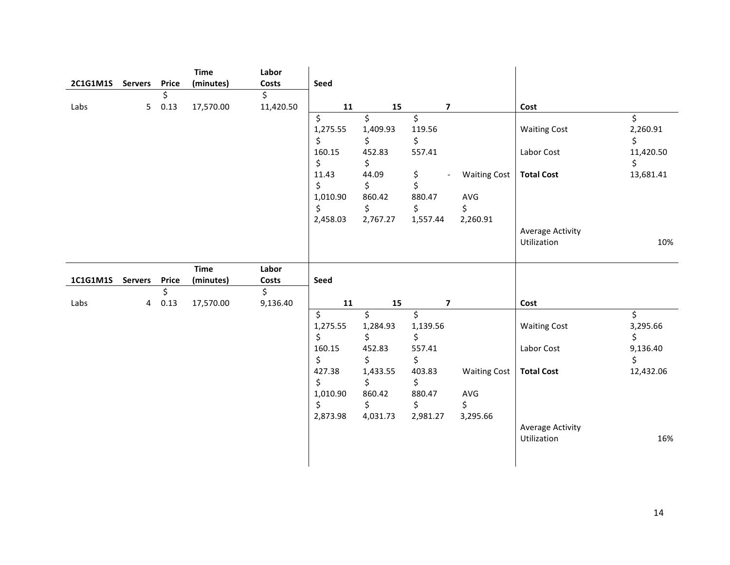| 2C1G1M1S | Servers | Price | Time (minutes) | Labor Costs | Seed | | | | Cost | |
|---|---|---|---|---|---|---|---|---|---|---|
| Labs | 5 | $ 0.13 | 17,570.00 | $ 11,420.50 | 11 | 15 | 7 | | | |
| | | | | | $ 1,275.55 | $ 1,409.93 | $ 119.56 | | Waiting Cost | $ 2,260.91 |
| | | | | | $ 160.15 | $ 452.83 | $ 557.41 | | Labor Cost | $ 11,420.50 |
| | | | | | $ 11.43 | $ 44.09 | $ - | Waiting Cost | **Total Cost** | $ 13,681.41 |
| | | | | | $ 1,010.90 | $ 860.42 | $ 880.47 | AVG | | |
| | | | | | $ 2,458.03 | $ 2,767.27 | $ 1,557.44 | $ 2,260.91 | | |
| | | | | | | | | | Average Activity Utilization | 10% |

| 1C1G1M1S | Servers | Price | Time (minutes) | Labor Costs | Seed | | | | Cost | |
|---|---|---|---|---|---|---|---|---|---|---|
| Labs | 4 | $ 0.13 | 17,570.00 | $ 9,136.40 | 11 | 15 | 7 | | | |
| | | | | | $ 1,275.55 | $ 1,284.93 | $ 1,139.56 | | Waiting Cost | $ 3,295.66 |
| | | | | | $ 160.15 | $ 452.83 | $ 557.41 | | Labor Cost | $ 9,136.40 |
| | | | | | $ 427.38 | $ 1,433.55 | $ 403.83 | Waiting Cost | **Total Cost** | $ 12,432.06 |
| | | | | | $ 1,010.90 | $ 860.42 | $ 880.47 | AVG | | |
| | | | | | $ 2,873.98 | $ 4,031.73 | $ 2,981.27 | $ 3,295.66 | | |
| | | | | | | | | | Average Activity Utilization | 16% |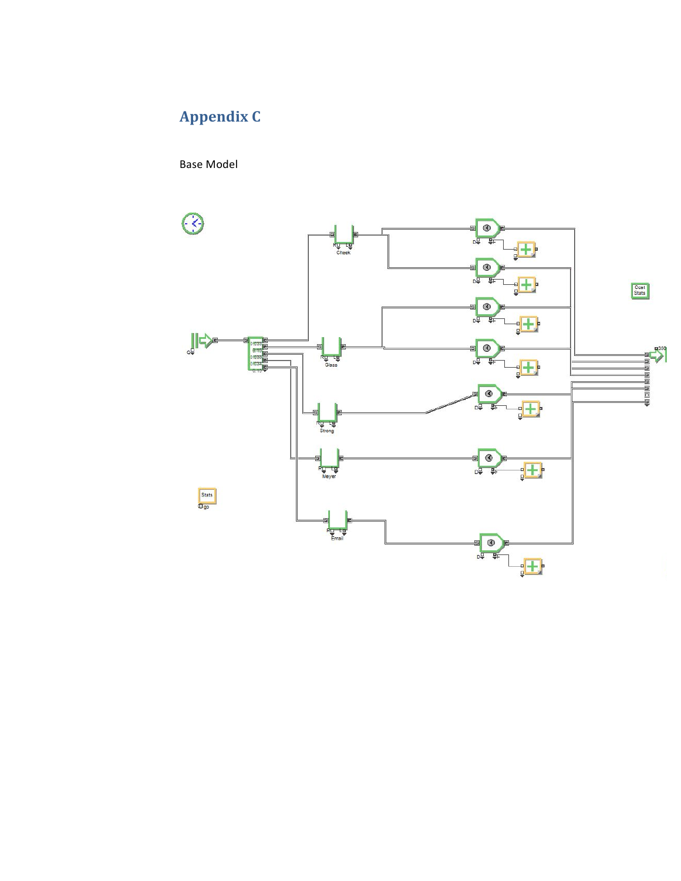## Appendix C

Base Model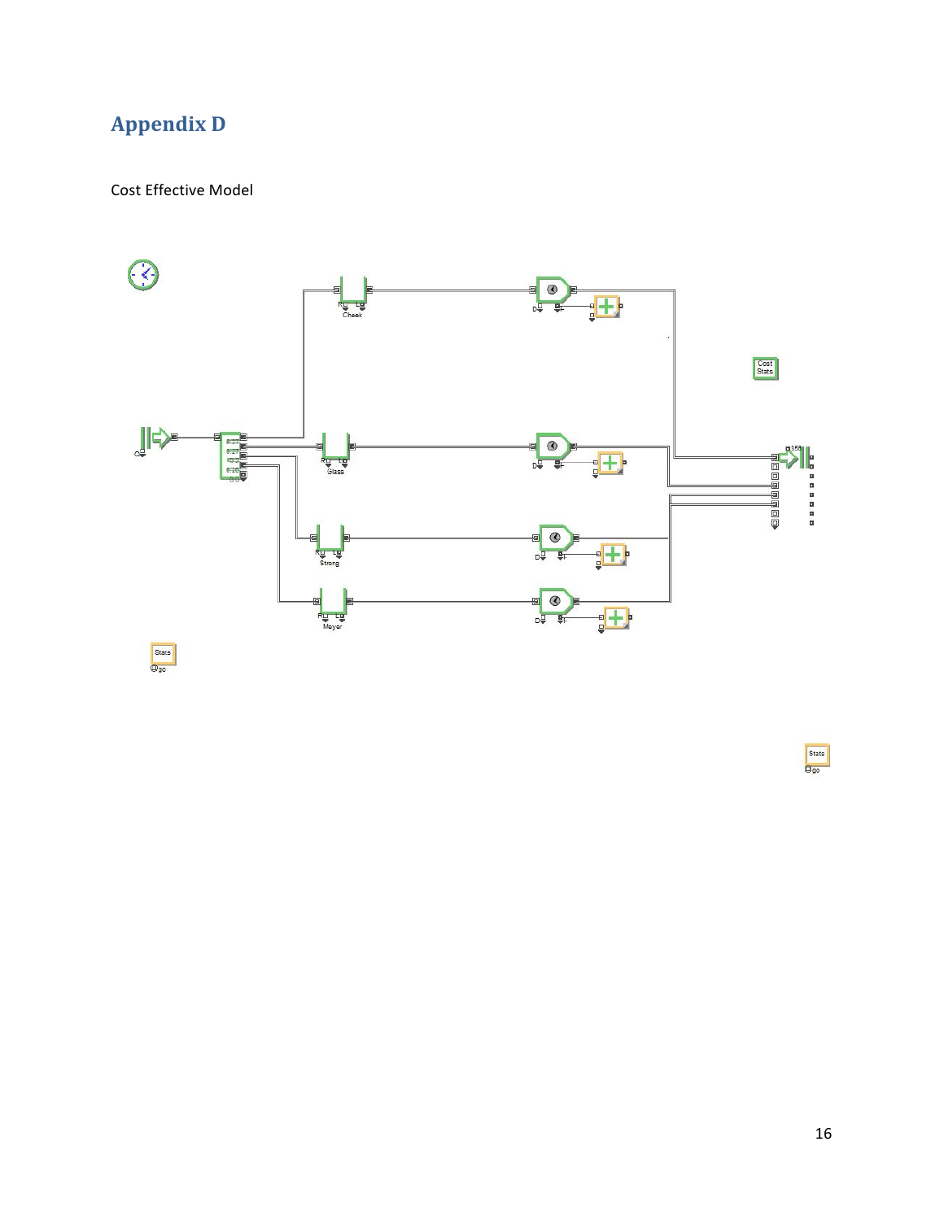# Appendix D

Cost Effective Model

Cheek

Cost Stats

Glass

Strong

Meyer

Stats

Stats